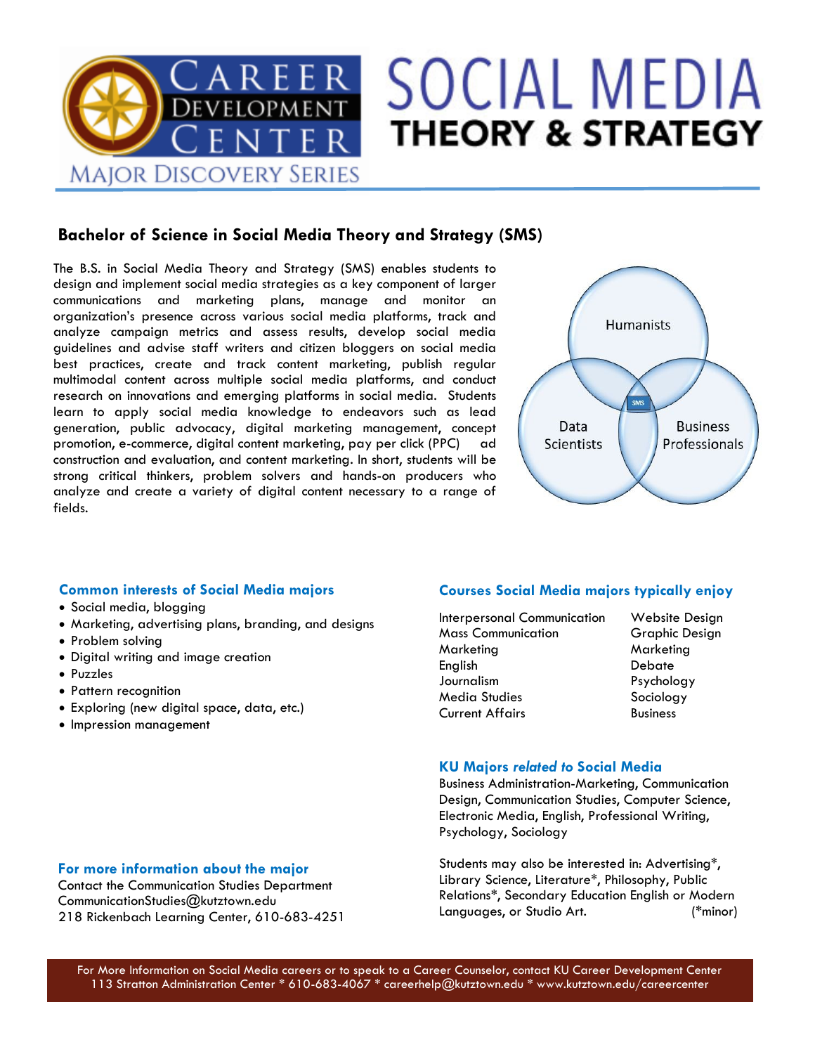# CAREER DEVELOPMENT CENTER

MAJOR DISCOVERY SERIES

# SOCIAL MEDIA THEORY & STRATEGY

## Bachelor of Science in Social Media Theory and Strategy (SMS)

The B.S. in Social Media Theory and Strategy (SMS) enables students to design and implement social media strategies as a key component of larger communications and marketing plans, manage and monitor an organization's presence across various social media platforms, track and analyze campaign metrics and assess results, develop social media guidelines and advise staff writers and citizen bloggers on social media best practices, create and track content marketing, publish regular multimodal content across multiple social media platforms, and conduct research on innovations and emerging platforms in social media. Students learn to apply social media knowledge to endeavors such as lead generation, public advocacy, digital marketing management, concept promotion, e-commerce, digital content marketing, pay per click (PPC) ad construction and evaluation, and content marketing. In short, students will be strong critical thinkers, problem solvers and hands-on producers who analyze and create a variety of digital content necessary to a range of fields.

Humanists

SMS

Data Scientists

Business Professionals

### Common interests of Social Media majors

- Social media, blogging
- Marketing, advertising plans, branding, and designs
- Problem solving
- Digital writing and image creation
- Puzzles
- Pattern recognition
- Exploring (new digital space, data, etc.)
- Impression management

### Courses Social Media majors typically enjoy

| | |
|---|---|
| Interpersonal Communication | Website Design |
| Mass Communication | Graphic Design |
| Marketing | Marketing |
| English | Debate |
| Journalism | Psychology |
| Media Studies | Sociology |
| Current Affairs | Business |

### KU Majors *related to* Social Media

Business Administration-Marketing, Communication Design, Communication Studies, Computer Science, Electronic Media, English, Professional Writing, Psychology, Sociology

Students may also be interested in: Advertising*, Library Science, Literature*, Philosophy, Public Relations*, Secondary Education English or Modern Languages, or Studio Art. (*minor)

### For more information about the major

Contact the Communication Studies Department
CommunicationStudies@kutztown.edu
218 Rickenbach Learning Center, 610-683-4251

For More Information on Social Media careers or to speak to a Career Counselor, contact KU Career Development Center
113 Stratton Administration Center * 610-683-4067 * careerhelp@kutztown.edu * www.kutztown.edu/careercenter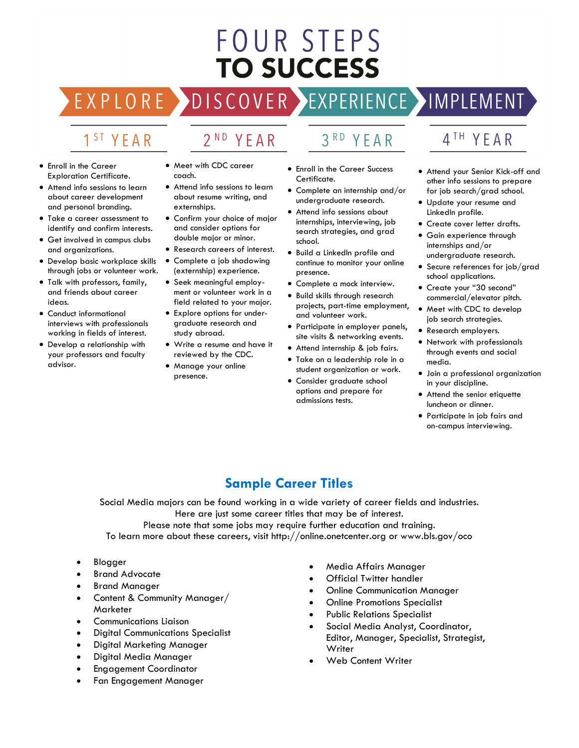# FOUR STEPS TO SUCCESS

**EXPLORE** › **DISCOVER** › **EXPERIENCE** › **IMPLEMENT**

## 1ST YEAR

- Enroll in the Career Exploration Certificate.
- Attend info sessions to learn about career development and personal branding.
- Take a career assessment to identify and confirm interests.
- Get involved in campus clubs and organizations.
- Develop basic workplace skills through jobs or volunteer work.
- Talk with professors, family, and friends about career ideas.
- Conduct informational interviews with professionals working in fields of interest.
- Develop a relationship with your professors and faculty advisor.

## 2ND YEAR

- Meet with CDC career coach.
- Attend info sessions to learn about resume writing, and externships.
- Confirm your choice of major and consider options for double major or minor.
- Research careers of interest.
- Complete a job shadowing (externship) experience.
- Seek meaningful employment or volunteer work in a field related to your major.
- Explore options for undergraduate research and study abroad.
- Write a resume and have it reviewed by the CDC.
- Manage your online presence.

## 3RD YEAR

- Enroll in the Career Success Certificate.
- Complete an internship and/or undergraduate research.
- Attend info sessions about internships, interviewing, job search strategies, and grad school.
- Build a LinkedIn profile and continue to monitor your online presence.
- Complete a mock interview.
- Build skills through research projects, part-time employment, and volunteer work.
- Participate in employer panels, site visits & networking events.
- Attend internship & job fairs.
- Take on a leadership role in a student organization or work.
- Consider graduate school options and prepare for admissions tests.

## 4TH YEAR

- Attend your Senior Kick-off and other info sessions to prepare for job search/grad school.
- Update your resume and LinkedIn profile.
- Create cover letter drafts.
- Gain experience through internships and/or undergraduate research.
- Secure references for job/grad school applications.
- Create your "30 second" commercial/elevator pitch.
- Meet with CDC to develop job search strategies.
- Research employers.
- Network with professionals through events and social media.
- Join a professional organization in your discipline.
- Attend the senior etiquette luncheon or dinner.
- Participate in job fairs and on-campus interviewing.

## Sample Career Titles

Social Media majors can be found working in a wide variety of career fields and industries.
Here are just some career titles that may be of interest.
Please note that some jobs may require further education and training.
To learn more about these careers, visit http://online.onetcenter.org or www.bls.gov/oco

- Blogger
- Brand Advocate
- Brand Manager
- Content & Community Manager/ Marketer
- Communications Liaison
- Digital Communications Specialist
- Digital Marketing Manager
- Digital Media Manager
- Engagement Coordinator
- Fan Engagement Manager
- Media Affairs Manager
- Official Twitter handler
- Online Communication Manager
- Online Promotions Specialist
- Public Relations Specialist
- Social Media Analyst, Coordinator, Editor, Manager, Specialist, Strategist, Writer
- Web Content Writer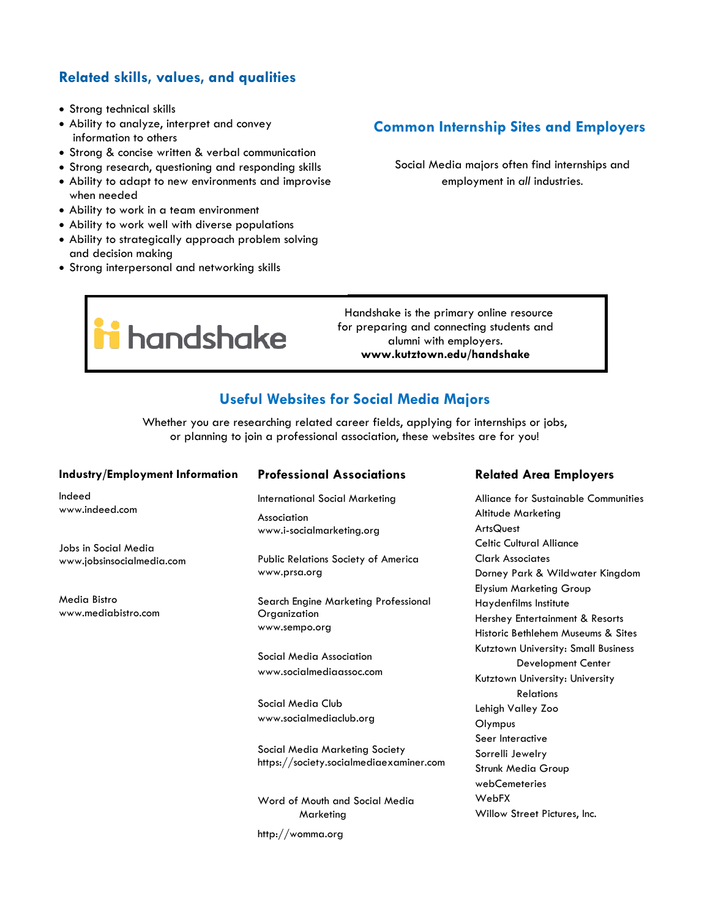## Related skills, values, and qualities

- Strong technical skills
- Ability to analyze, interpret and convey information to others
- Strong & concise written & verbal communication
- Strong research, questioning and responding skills
- Ability to adapt to new environments and improvise when needed
- Ability to work in a team environment
- Ability to work well with diverse populations
- Ability to strategically approach problem solving and decision making
- Strong interpersonal and networking skills

## Common Internship Sites and Employers

Social Media majors often find internships and employment in *all* industries.

handshake

Handshake is the primary online resource for preparing and connecting students and alumni with employers.
**www.kutztown.edu/handshake**

## Useful Websites for Social Media Majors

Whether you are researching related career fields, applying for internships or jobs, or planning to join a professional association, these websites are for you!

### Industry/Employment Information

Indeed
www.indeed.com

Jobs in Social Media
www.jobsinsocialmedia.com

Media Bistro
www.mediabistro.com

### Professional Associations

International Social Marketing Association
www.i-socialmarketing.org

Public Relations Society of America
www.prsa.org

Search Engine Marketing Professional Organization
www.sempo.org

Social Media Association
www.socialmediaassoc.com

Social Media Club
www.socialmediaclub.org

Social Media Marketing Society
https://society.socialmediaexaminer.com

Word of Mouth and Social Media Marketing
http://womma.org

### Related Area Employers

Alliance for Sustainable Communities
Altitude Marketing
ArtsQuest
Celtic Cultural Alliance
Clark Associates
Dorney Park & Wildwater Kingdom
Elysium Marketing Group
Haydenfilms Institute
Hershey Entertainment & Resorts
Historic Bethlehem Museums & Sites
Kutztown University: Small Business Development Center
Kutztown University: University Relations
Lehigh Valley Zoo
Olympus
Seer Interactive
Sorrelli Jewelry
Strunk Media Group
webCemeteries
WebFX
Willow Street Pictures, Inc.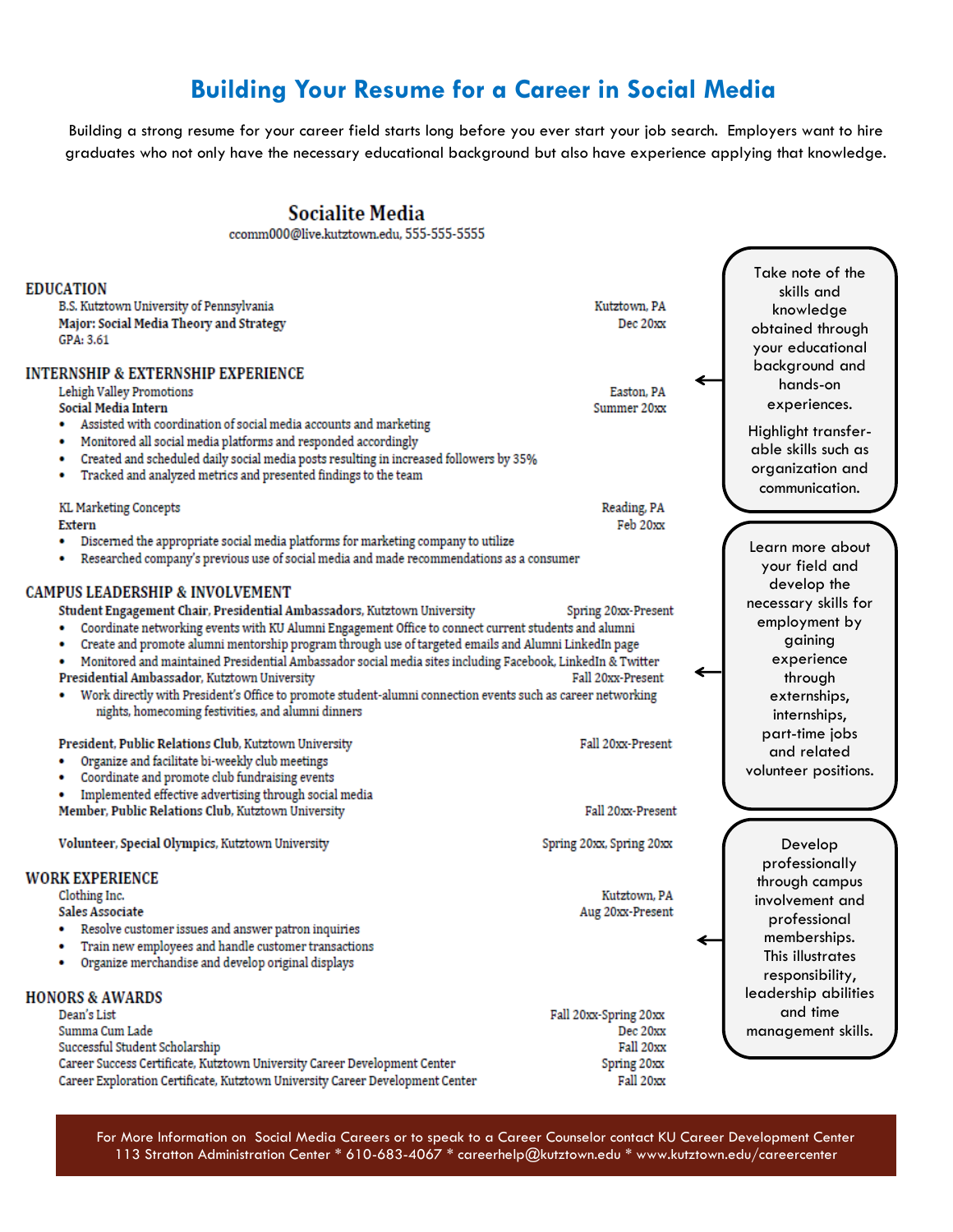# Building Your Resume for a Career in Social Media

Building a strong resume for your career field starts long before you ever start your job search. Employers want to hire graduates who not only have the necessary educational background but also have experience applying that knowledge.

## Socialite Media

ccomm000@live.kutztown.edu, 555-555-5555

### EDUCATION

B.S. Kutztown University of Pennsylvania — Kutztown, PA
**Major: Social Media Theory and Strategy** — Dec 20xx
GPA: 3.61

### INTERNSHIP & EXTERNSHIP EXPERIENCE

Lehigh Valley Promotions — Easton, PA
**Social Media Intern** — Summer 20xx

- Assisted with coordination of social media accounts and marketing
- Monitored all social media platforms and responded accordingly
- Created and scheduled daily social media posts resulting in increased followers by 35%
- Tracked and analyzed metrics and presented findings to the team

KL Marketing Concepts — Reading, PA
**Extern** — Feb 20xx

- Discerned the appropriate social media platforms for marketing company to utilize
- Researched company's previous use of social media and made recommendations as a consumer

### CAMPUS LEADERSHIP & INVOLVEMENT

**Student Engagement Chair, Presidential Ambassadors**, Kutztown University — Spring 20xx-Present

- Coordinate networking events with KU Alumni Engagement Office to connect current students and alumni
- Create and promote alumni mentorship program through use of targeted emails and Alumni LinkedIn page
- Monitored and maintained Presidential Ambassador social media sites including Facebook, LinkedIn & Twitter

**Presidential Ambassador**, Kutztown University — Fall 20xx-Present

- Work directly with President's Office to promote student-alumni connection events such as career networking nights, homecoming festivities, and alumni dinners

**President, Public Relations Club**, Kutztown University — Fall 20xx-Present

- Organize and facilitate bi-weekly club meetings
- Coordinate and promote club fundraising events
- Implemented effective advertising through social media

**Member, Public Relations Club**, Kutztown University — Fall 20xx-Present

**Volunteer, Special Olympics**, Kutztown University — Spring 20xx, Spring 20xx

### WORK EXPERIENCE

Clothing Inc. — Kutztown, PA
**Sales Associate** — Aug 20xx-Present

- Resolve customer issues and answer patron inquiries
- Train new employees and handle customer transactions
- Organize merchandise and develop original displays

### HONORS & AWARDS

Dean's List — Fall 20xx-Spring 20xx
Summa Cum Lade — Dec 20xx
Successful Student Scholarship — Fall 20xx
Career Success Certificate, Kutztown University Career Development Center — Spring 20xx
Career Exploration Certificate, Kutztown University Career Development Center — Fall 20xx

---

Take note of the skills and knowledge obtained through your educational background and hands-on experiences.

Highlight transfer-able skills such as organization and communication.

Learn more about your field and develop the necessary skills for employment by gaining experience through externships, internships, part-time jobs and related volunteer positions.

Develop professionally through campus involvement and professional memberships. This illustrates responsibility, leadership abilities and time management skills.

---

For More Information on Social Media Careers or to speak to a Career Counselor contact KU Career Development Center
113 Stratton Administration Center * 610-683-4067 * careerhelp@kutztown.edu * www.kutztown.edu/careercenter